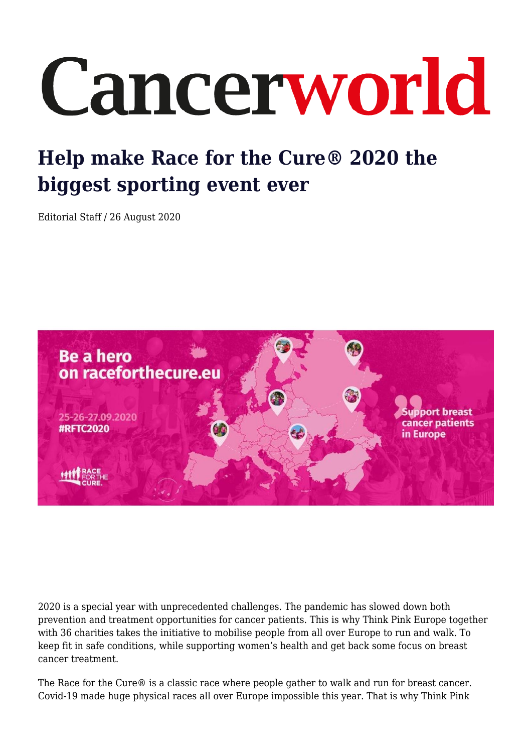# Cancerworld

## Help make Race for the Cure® 2020 the biggest sporting event ever

Editorial Staff / 26 August 2020

2020 is a special year with unprecedented challenges. The pandemic has slowed down both prevention and treatment opportunities for cancer patients. This is why Think Pink Europe together with 36 charities takes the initiative to mobilise people from all over Europe to run and walk. To keep fit in safe conditions, while supporting women's health and get back some focus on breast cancer treatment.

The Race for the Cure® is a classic race where people gather to walk and run for breast cancer. Covid-19 made huge physical races all over Europe impossible this year. That is why Think Pink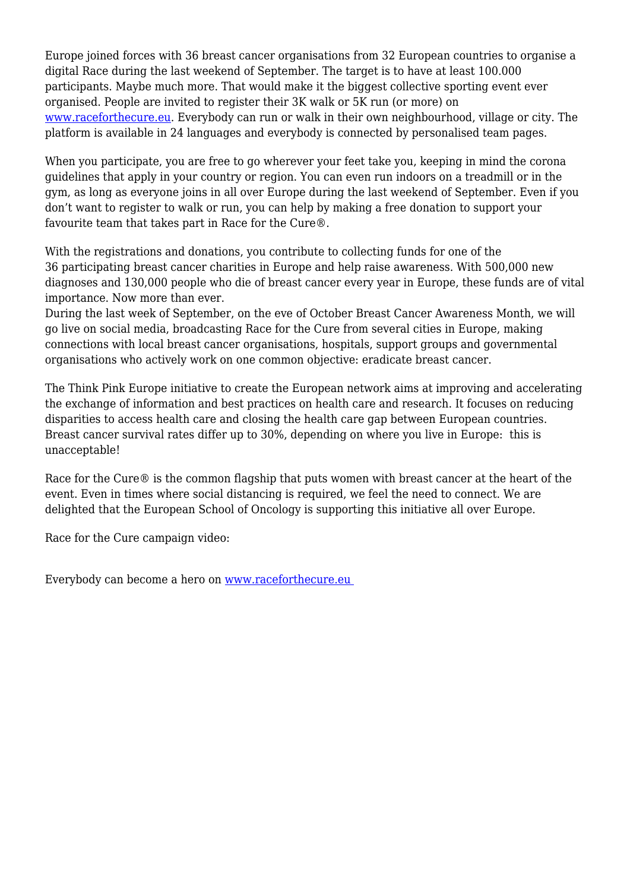Europe joined forces with 36 breast cancer organisations from 32 European countries to organise a digital Race during the last weekend of September. The target is to have at least 100.000 participants. Maybe much more. That would make it the biggest collective sporting event ever organised. People are invited to register their 3K walk or 5K run (or more) on [www.raceforthecure.eu](http://www.raceforthecure.eu). Everybody can run or walk in their own neighbourhood, village or city. The platform is available in 24 languages and everybody is connected by personalised team pages.

When you participate, you are free to go wherever your feet take you, keeping in mind the corona guidelines that apply in your country or region. You can even run indoors on a treadmill or in the gym, as long as everyone joins in all over Europe during the last weekend of September. Even if you don't want to register to walk or run, you can help by making a free donation to support your favourite team that takes part in Race for the Cure®.

With the registrations and donations, you contribute to collecting funds for one of the 36 participating breast cancer charities in Europe and help raise awareness. With 500,000 new diagnoses and 130,000 people who die of breast cancer every year in Europe, these funds are of vital importance. Now more than ever.
During the last week of September, on the eve of October Breast Cancer Awareness Month, we will go live on social media, broadcasting Race for the Cure from several cities in Europe, making connections with local breast cancer organisations, hospitals, support groups and governmental organisations who actively work on one common objective: eradicate breast cancer.

The Think Pink Europe initiative to create the European network aims at improving and accelerating the exchange of information and best practices on health care and research. It focuses on reducing disparities to access health care and closing the health care gap between European countries. Breast cancer survival rates differ up to 30%, depending on where you live in Europe: this is unacceptable!

Race for the Cure® is the common flagship that puts women with breast cancer at the heart of the event. Even in times where social distancing is required, we feel the need to connect. We are delighted that the European School of Oncology is supporting this initiative all over Europe.

Race for the Cure campaign video:

Everybody can become a hero on [www.raceforthecure.eu](http://www.raceforthecure.eu)